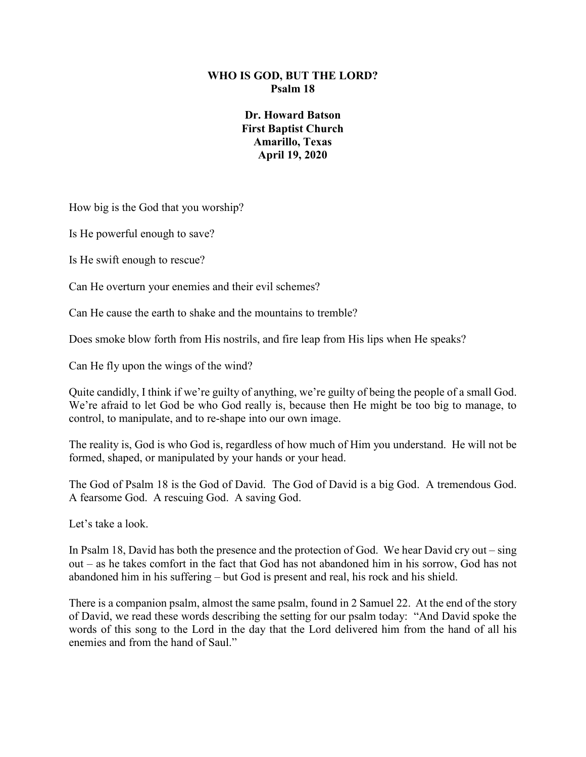# WHO IS GOD, BUT THE LORD?

## Psalm 18

**Dr. Howard Batson**
**First Baptist Church**
**Amarillo, Texas**
**April 19, 2020**

How big is the God that you worship?

Is He powerful enough to save?

Is He swift enough to rescue?

Can He overturn your enemies and their evil schemes?

Can He cause the earth to shake and the mountains to tremble?

Does smoke blow forth from His nostrils, and fire leap from His lips when He speaks?

Can He fly upon the wings of the wind?

Quite candidly, I think if we're guilty of anything, we're guilty of being the people of a small God. We're afraid to let God be who God really is, because then He might be too big to manage, to control, to manipulate, and to re-shape into our own image.

The reality is, God is who God is, regardless of how much of Him you understand. He will not be formed, shaped, or manipulated by your hands or your head.

The God of Psalm 18 is the God of David. The God of David is a big God. A tremendous God. A fearsome God. A rescuing God. A saving God.

Let's take a look.

In Psalm 18, David has both the presence and the protection of God. We hear David cry out – sing out – as he takes comfort in the fact that God has not abandoned him in his sorrow, God has not abandoned him in his suffering – but God is present and real, his rock and his shield.

There is a companion psalm, almost the same psalm, found in 2 Samuel 22. At the end of the story of David, we read these words describing the setting for our psalm today: "And David spoke the words of this song to the Lord in the day that the Lord delivered him from the hand of all his enemies and from the hand of Saul."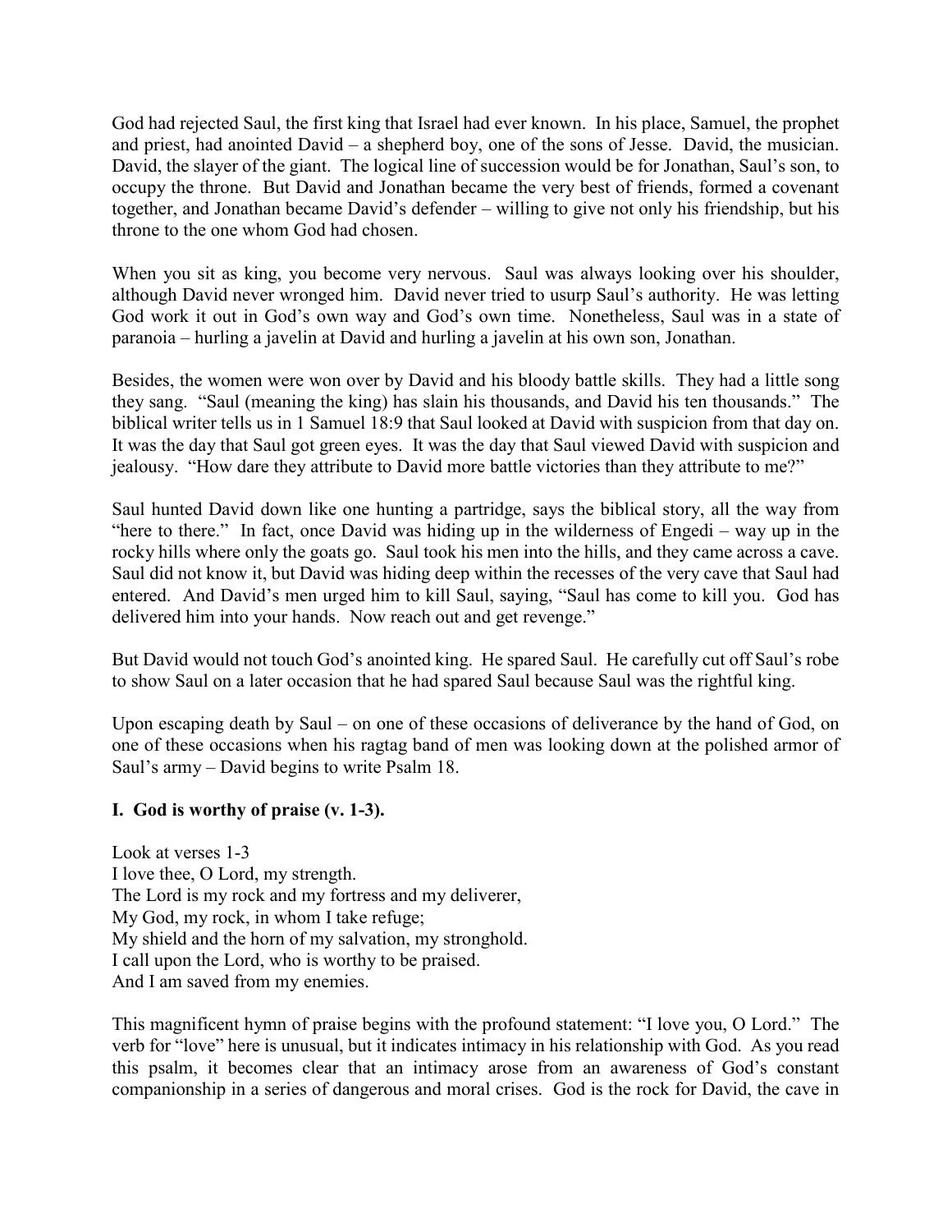God had rejected Saul, the first king that Israel had ever known. In his place, Samuel, the prophet and priest, had anointed David – a shepherd boy, one of the sons of Jesse. David, the musician. David, the slayer of the giant. The logical line of succession would be for Jonathan, Saul's son, to occupy the throne. But David and Jonathan became the very best of friends, formed a covenant together, and Jonathan became David's defender – willing to give not only his friendship, but his throne to the one whom God had chosen.

When you sit as king, you become very nervous. Saul was always looking over his shoulder, although David never wronged him. David never tried to usurp Saul's authority. He was letting God work it out in God's own way and God's own time. Nonetheless, Saul was in a state of paranoia – hurling a javelin at David and hurling a javelin at his own son, Jonathan.

Besides, the women were won over by David and his bloody battle skills. They had a little song they sang. "Saul (meaning the king) has slain his thousands, and David his ten thousands." The biblical writer tells us in 1 Samuel 18:9 that Saul looked at David with suspicion from that day on. It was the day that Saul got green eyes. It was the day that Saul viewed David with suspicion and jealousy. "How dare they attribute to David more battle victories than they attribute to me?"

Saul hunted David down like one hunting a partridge, says the biblical story, all the way from "here to there." In fact, once David was hiding up in the wilderness of Engedi – way up in the rocky hills where only the goats go. Saul took his men into the hills, and they came across a cave. Saul did not know it, but David was hiding deep within the recesses of the very cave that Saul had entered. And David's men urged him to kill Saul, saying, "Saul has come to kill you. God has delivered him into your hands. Now reach out and get revenge."

But David would not touch God's anointed king. He spared Saul. He carefully cut off Saul's robe to show Saul on a later occasion that he had spared Saul because Saul was the rightful king.

Upon escaping death by Saul – on one of these occasions of deliverance by the hand of God, on one of these occasions when his ragtag band of men was looking down at the polished armor of Saul's army – David begins to write Psalm 18.

**I. God is worthy of praise (v. 1-3).**

Look at verses 1-3
I love thee, O Lord, my strength.
The Lord is my rock and my fortress and my deliverer,
My God, my rock, in whom I take refuge;
My shield and the horn of my salvation, my stronghold.
I call upon the Lord, who is worthy to be praised.
And I am saved from my enemies.

This magnificent hymn of praise begins with the profound statement: "I love you, O Lord." The verb for "love" here is unusual, but it indicates intimacy in his relationship with God. As you read this psalm, it becomes clear that an intimacy arose from an awareness of God's constant companionship in a series of dangerous and moral crises. God is the rock for David, the cave in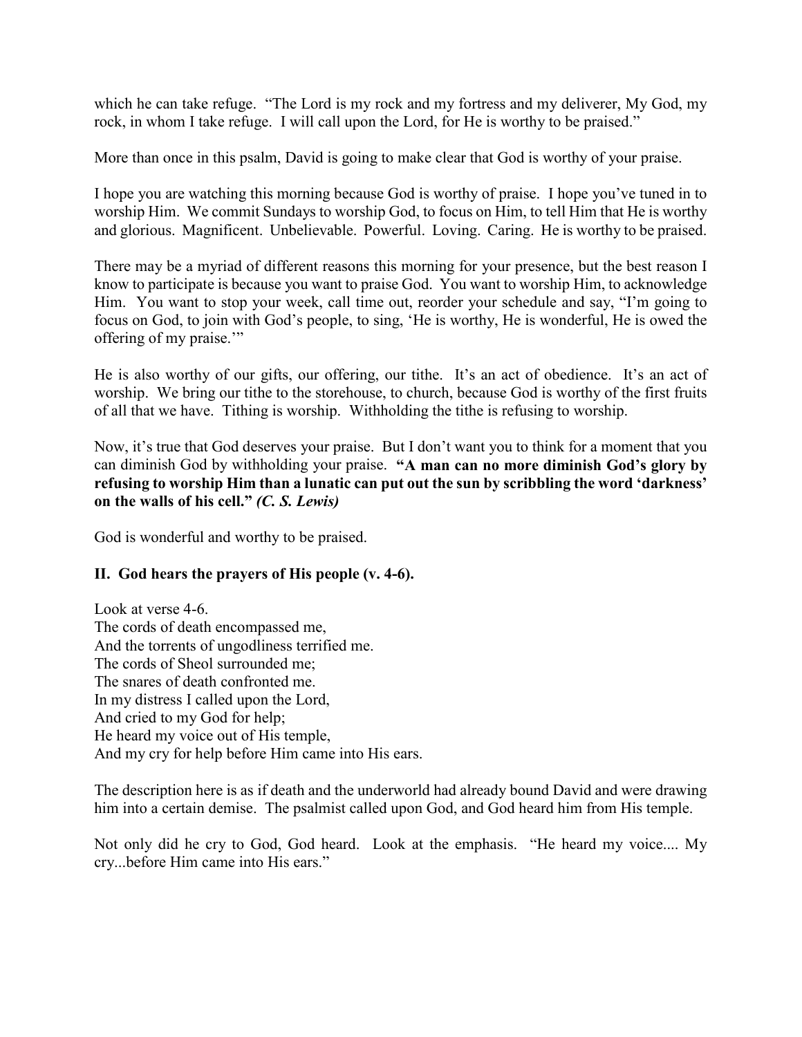which he can take refuge. "The Lord is my rock and my fortress and my deliverer, My God, my rock, in whom I take refuge. I will call upon the Lord, for He is worthy to be praised."

More than once in this psalm, David is going to make clear that God is worthy of your praise.

I hope you are watching this morning because God is worthy of praise. I hope you've tuned in to worship Him. We commit Sundays to worship God, to focus on Him, to tell Him that He is worthy and glorious. Magnificent. Unbelievable. Powerful. Loving. Caring. He is worthy to be praised.

There may be a myriad of different reasons this morning for your presence, but the best reason I know to participate is because you want to praise God. You want to worship Him, to acknowledge Him. You want to stop your week, call time out, reorder your schedule and say, "I'm going to focus on God, to join with God's people, to sing, 'He is worthy, He is wonderful, He is owed the offering of my praise.'"

He is also worthy of our gifts, our offering, our tithe. It's an act of obedience. It's an act of worship. We bring our tithe to the storehouse, to church, because God is worthy of the first fruits of all that we have. Tithing is worship. Withholding the tithe is refusing to worship.

Now, it's true that God deserves your praise. But I don't want you to think for a moment that you can diminish God by withholding your praise. **"A man can no more diminish God's glory by refusing to worship Him than a lunatic can put out the sun by scribbling the word 'darkness' on the walls of his cell."** ***(C. S. Lewis)***

God is wonderful and worthy to be praised.

## II. God hears the prayers of His people (v. 4-6).

Look at verse 4-6.  
The cords of death encompassed me,  
And the torrents of ungodliness terrified me.  
The cords of Sheol surrounded me;  
The snares of death confronted me.  
In my distress I called upon the Lord,  
And cried to my God for help;  
He heard my voice out of His temple,  
And my cry for help before Him came into His ears.

The description here is as if death and the underworld had already bound David and were drawing him into a certain demise. The psalmist called upon God, and God heard him from His temple.

Not only did he cry to God, God heard. Look at the emphasis. "He heard my voice.... My cry...before Him came into His ears."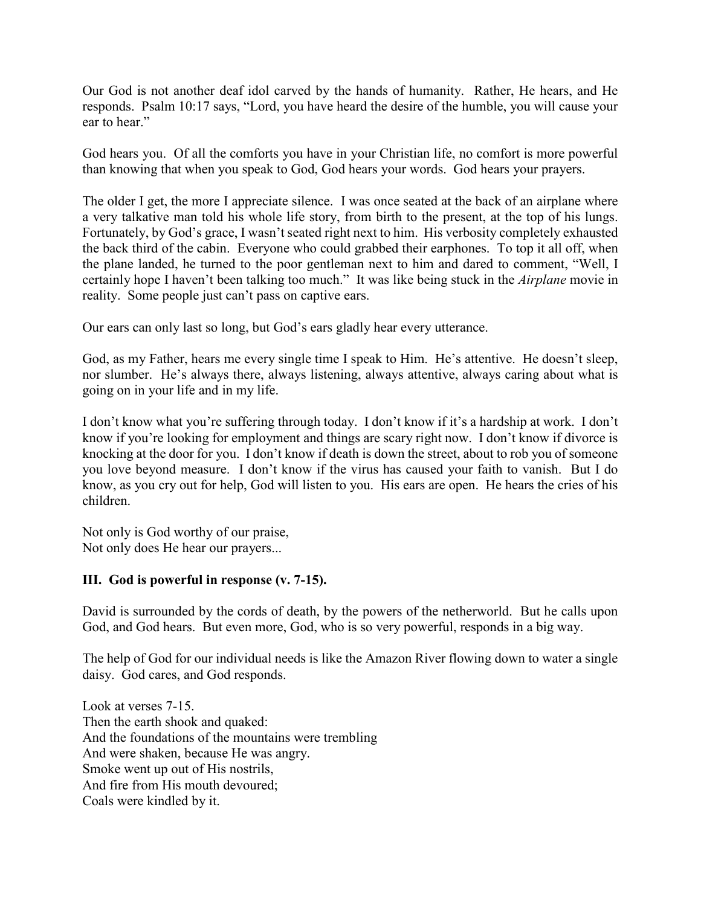Our God is not another deaf idol carved by the hands of humanity. Rather, He hears, and He responds. Psalm 10:17 says, "Lord, you have heard the desire of the humble, you will cause your ear to hear."

God hears you. Of all the comforts you have in your Christian life, no comfort is more powerful than knowing that when you speak to God, God hears your words. God hears your prayers.

The older I get, the more I appreciate silence. I was once seated at the back of an airplane where a very talkative man told his whole life story, from birth to the present, at the top of his lungs. Fortunately, by God's grace, I wasn't seated right next to him. His verbosity completely exhausted the back third of the cabin. Everyone who could grabbed their earphones. To top it all off, when the plane landed, he turned to the poor gentleman next to him and dared to comment, "Well, I certainly hope I haven't been talking too much." It was like being stuck in the *Airplane* movie in reality. Some people just can't pass on captive ears.

Our ears can only last so long, but God's ears gladly hear every utterance.

God, as my Father, hears me every single time I speak to Him. He's attentive. He doesn't sleep, nor slumber. He's always there, always listening, always attentive, always caring about what is going on in your life and in my life.

I don't know what you're suffering through today. I don't know if it's a hardship at work. I don't know if you're looking for employment and things are scary right now. I don't know if divorce is knocking at the door for you. I don't know if death is down the street, about to rob you of someone you love beyond measure. I don't know if the virus has caused your faith to vanish. But I do know, as you cry out for help, God will listen to you. His ears are open. He hears the cries of his children.

Not only is God worthy of our praise,
Not only does He hear our prayers...

### III. God is powerful in response (v. 7-15).

David is surrounded by the cords of death, by the powers of the netherworld. But he calls upon God, and God hears. But even more, God, who is so very powerful, responds in a big way.

The help of God for our individual needs is like the Amazon River flowing down to water a single daisy. God cares, and God responds.

Look at verses 7-15.
Then the earth shook and quaked:
And the foundations of the mountains were trembling
And were shaken, because He was angry.
Smoke went up out of His nostrils,
And fire from His mouth devoured;
Coals were kindled by it.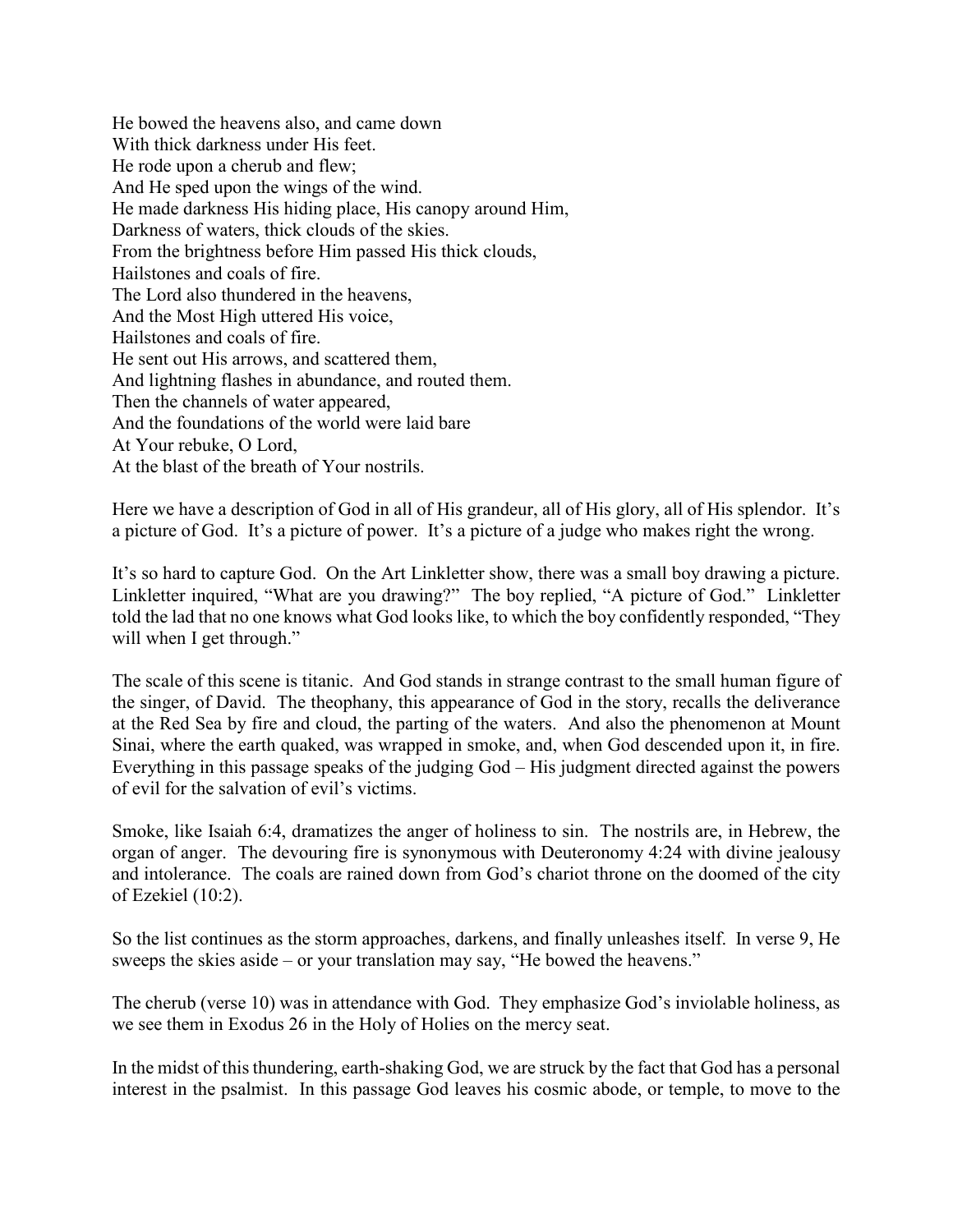He bowed the heavens also, and came down  
With thick darkness under His feet.  
He rode upon a cherub and flew;  
And He sped upon the wings of the wind.  
He made darkness His hiding place, His canopy around Him,  
Darkness of waters, thick clouds of the skies.  
From the brightness before Him passed His thick clouds,  
Hailstones and coals of fire.  
The Lord also thundered in the heavens,  
And the Most High uttered His voice,  
Hailstones and coals of fire.  
He sent out His arrows, and scattered them,  
And lightning flashes in abundance, and routed them.  
Then the channels of water appeared,  
And the foundations of the world were laid bare  
At Your rebuke, O Lord,  
At the blast of the breath of Your nostrils.

Here we have a description of God in all of His grandeur, all of His glory, all of His splendor. It's a picture of God. It's a picture of power. It's a picture of a judge who makes right the wrong.

It's so hard to capture God. On the Art Linkletter show, there was a small boy drawing a picture. Linkletter inquired, "What are you drawing?" The boy replied, "A picture of God." Linkletter told the lad that no one knows what God looks like, to which the boy confidently responded, "They will when I get through."

The scale of this scene is titanic. And God stands in strange contrast to the small human figure of the singer, of David. The theophany, this appearance of God in the story, recalls the deliverance at the Red Sea by fire and cloud, the parting of the waters. And also the phenomenon at Mount Sinai, where the earth quaked, was wrapped in smoke, and, when God descended upon it, in fire. Everything in this passage speaks of the judging God – His judgment directed against the powers of evil for the salvation of evil's victims.

Smoke, like Isaiah 6:4, dramatizes the anger of holiness to sin. The nostrils are, in Hebrew, the organ of anger. The devouring fire is synonymous with Deuteronomy 4:24 with divine jealousy and intolerance. The coals are rained down from God's chariot throne on the doomed of the city of Ezekiel (10:2).

So the list continues as the storm approaches, darkens, and finally unleashes itself. In verse 9, He sweeps the skies aside – or your translation may say, "He bowed the heavens."

The cherub (verse 10) was in attendance with God. They emphasize God's inviolable holiness, as we see them in Exodus 26 in the Holy of Holies on the mercy seat.

In the midst of this thundering, earth-shaking God, we are struck by the fact that God has a personal interest in the psalmist. In this passage God leaves his cosmic abode, or temple, to move to the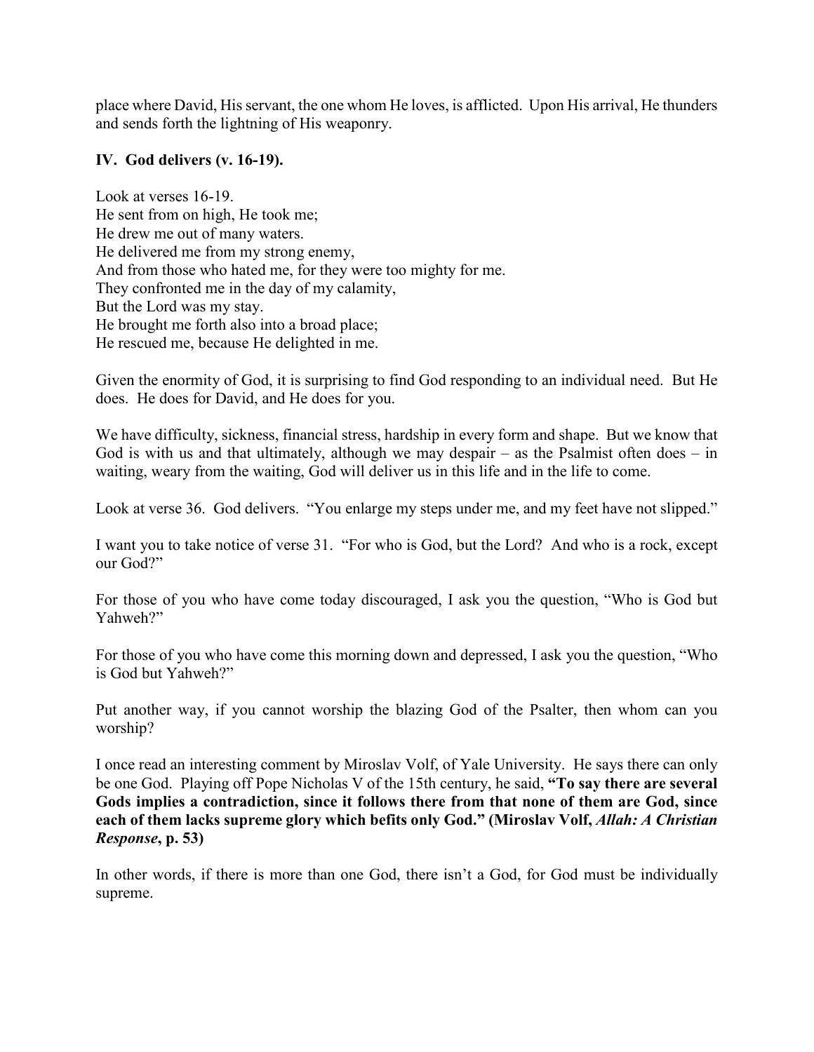place where David, His servant, the one whom He loves, is afflicted. Upon His arrival, He thunders and sends forth the lightning of His weaponry.

**IV. God delivers (v. 16-19).**

Look at verses 16-19.
He sent from on high, He took me;
He drew me out of many waters.
He delivered me from my strong enemy,
And from those who hated me, for they were too mighty for me.
They confronted me in the day of my calamity,
But the Lord was my stay.
He brought me forth also into a broad place;
He rescued me, because He delighted in me.

Given the enormity of God, it is surprising to find God responding to an individual need. But He does. He does for David, and He does for you.

We have difficulty, sickness, financial stress, hardship in every form and shape. But we know that God is with us and that ultimately, although we may despair – as the Psalmist often does – in waiting, weary from the waiting, God will deliver us in this life and in the life to come.

Look at verse 36. God delivers. "You enlarge my steps under me, and my feet have not slipped."

I want you to take notice of verse 31. "For who is God, but the Lord? And who is a rock, except our God?"

For those of you who have come today discouraged, I ask you the question, "Who is God but Yahweh?"

For those of you who have come this morning down and depressed, I ask you the question, "Who is God but Yahweh?"

Put another way, if you cannot worship the blazing God of the Psalter, then whom can you worship?

I once read an interesting comment by Miroslav Volf, of Yale University. He says there can only be one God. Playing off Pope Nicholas V of the 15th century, he said, **"To say there are several Gods implies a contradiction, since it follows there from that none of them are God, since each of them lacks supreme glory which befits only God." (Miroslav Volf, *Allah: A Christian Response*, p. 53)**

In other words, if there is more than one God, there isn't a God, for God must be individually supreme.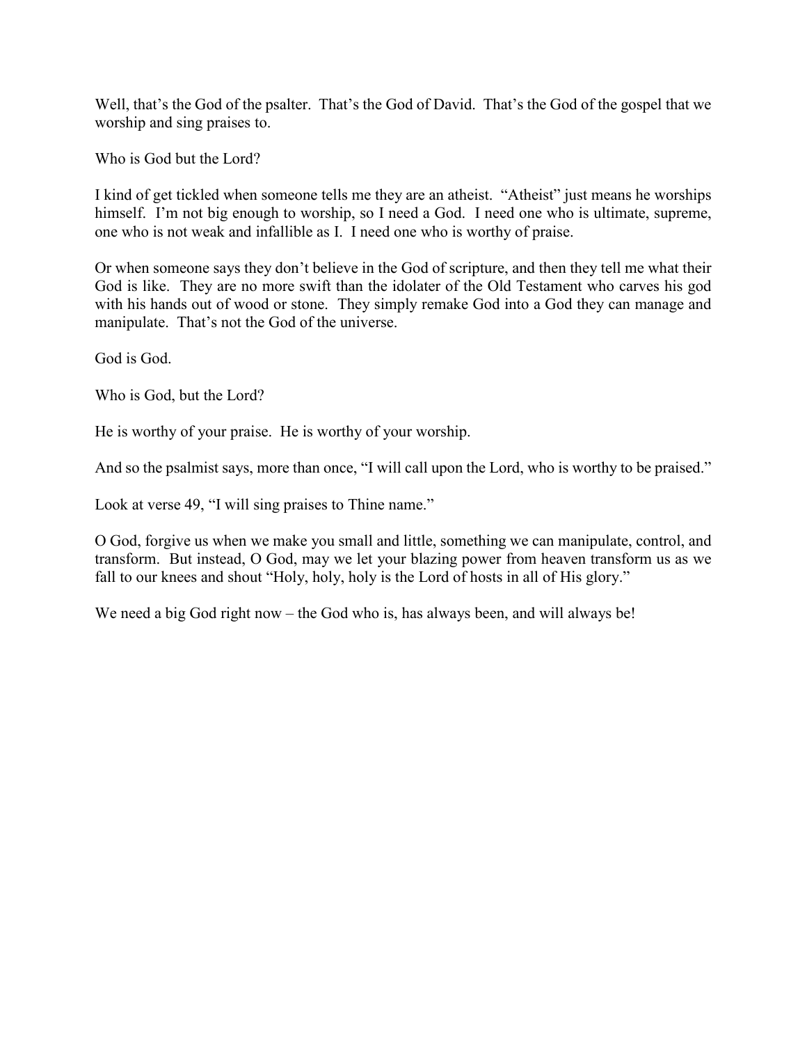Well, that's the God of the psalter. That's the God of David. That's the God of the gospel that we worship and sing praises to.

Who is God but the Lord?

I kind of get tickled when someone tells me they are an atheist. "Atheist" just means he worships himself. I'm not big enough to worship, so I need a God. I need one who is ultimate, supreme, one who is not weak and infallible as I. I need one who is worthy of praise.

Or when someone says they don't believe in the God of scripture, and then they tell me what their God is like. They are no more swift than the idolater of the Old Testament who carves his god with his hands out of wood or stone. They simply remake God into a God they can manage and manipulate. That's not the God of the universe.

God is God.

Who is God, but the Lord?

He is worthy of your praise. He is worthy of your worship.

And so the psalmist says, more than once, "I will call upon the Lord, who is worthy to be praised."

Look at verse 49, "I will sing praises to Thine name."

O God, forgive us when we make you small and little, something we can manipulate, control, and transform. But instead, O God, may we let your blazing power from heaven transform us as we fall to our knees and shout "Holy, holy, holy is the Lord of hosts in all of His glory."

We need a big God right now – the God who is, has always been, and will always be!